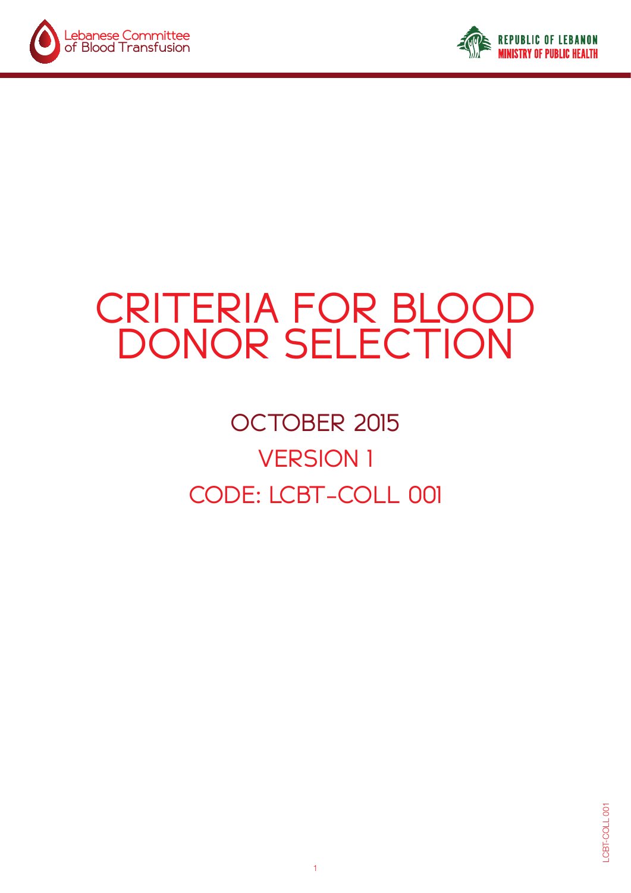Lebanese Committee of Blood Transfusion

REPUBLIC OF LEBANON
MINISTRY OF PUBLIC HEALTH

# CRITERIA FOR BLOOD DONOR SELECTION

## OCTOBER 2015

## VERSION 1

## CODE: LCBT-COLL 001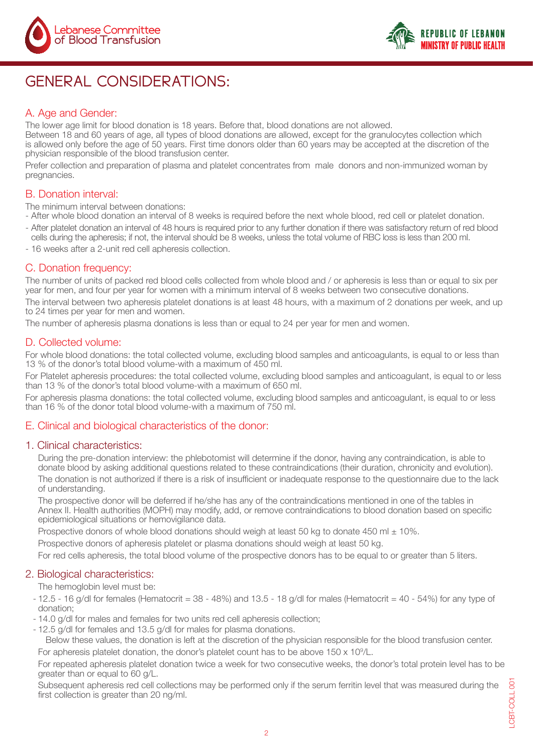# GENERAL CONSIDERATIONS:

## A. Age and Gender:

The lower age limit for blood donation is 18 years. Before that, blood donations are not allowed.

Between 18 and 60 years of age, all types of blood donations are allowed, except for the granulocytes collection which is allowed only before the age of 50 years. First time donors older than 60 years may be accepted at the discretion of the physician responsible of the blood transfusion center.

Prefer collection and preparation of plasma and platelet concentrates from male donors and non-immunized woman by pregnancies.

## B. Donation interval:

The minimum interval between donations:

- After whole blood donation an interval of 8 weeks is required before the next whole blood, red cell or platelet donation.
- After platelet donation an interval of 48 hours is required prior to any further donation if there was satisfactory return of red blood cells during the apheresis; if not, the interval should be 8 weeks, unless the total volume of RBC loss is less than 200 ml.
- 16 weeks after a 2-unit red cell apheresis collection.

## C. Donation frequency:

The number of units of packed red blood cells collected from whole blood and / or apheresis is less than or equal to six per year for men, and four per year for women with a minimum interval of 8 weeks between two consecutive donations.

The interval between two apheresis platelet donations is at least 48 hours, with a maximum of 2 donations per week, and up to 24 times per year for men and women.

The number of apheresis plasma donations is less than or equal to 24 per year for men and women.

## D. Collected volume:

For whole blood donations: the total collected volume, excluding blood samples and anticoagulants, is equal to or less than 13 % of the donor's total blood volume-with a maximum of 450 ml.

For Platelet apheresis procedures: the total collected volume, excluding blood samples and anticoagulant, is equal to or less than 13 % of the donor's total blood volume-with a maximum of 650 ml.

For apheresis plasma donations: the total collected volume, excluding blood samples and anticoagulant, is equal to or less than 16 % of the donor total blood volume-with a maximum of 750 ml.

## E. Clinical and biological characteristics of the donor:

### 1. Clinical characteristics:

During the pre-donation interview: the phlebotomist will determine if the donor, having any contraindication, is able to donate blood by asking additional questions related to these contraindications (their duration, chronicity and evolution).

The donation is not authorized if there is a risk of insufficient or inadequate response to the questionnaire due to the lack of understanding.

The prospective donor will be deferred if he/she has any of the contraindications mentioned in one of the tables in Annex II. Health authorities (MOPH) may modify, add, or remove contraindications to blood donation based on specific epidemiological situations or hemovigilance data.

Prospective donors of whole blood donations should weigh at least 50 kg to donate 450 ml ± 10%.

Prospective donors of apheresis platelet or plasma donations should weigh at least 50 kg.

For red cells apheresis, the total blood volume of the prospective donors has to be equal to or greater than 5 liters.

### 2. Biological characteristics:

The hemoglobin level must be:

- 12.5 - 16 g/dl for females (Hematocrit = 38 - 48%) and 13.5 - 18 g/dl for males (Hematocrit = 40 - 54%) for any type of donation;
- 14.0 g/dl for males and females for two units red cell apheresis collection;
- 12.5 g/dl for females and 13.5 g/dl for males for plasma donations.

Below these values, the donation is left at the discretion of the physician responsible for the blood transfusion center.

For apheresis platelet donation, the donor's platelet count has to be above 150 x $10^9$/L.

For repeated apheresis platelet donation twice a week for two consecutive weeks, the donor's total protein level has to be greater than or equal to 60 g/L.

Subsequent apheresis red cell collections may be performed only if the serum ferritin level that was measured during the first collection is greater than 20 ng/ml.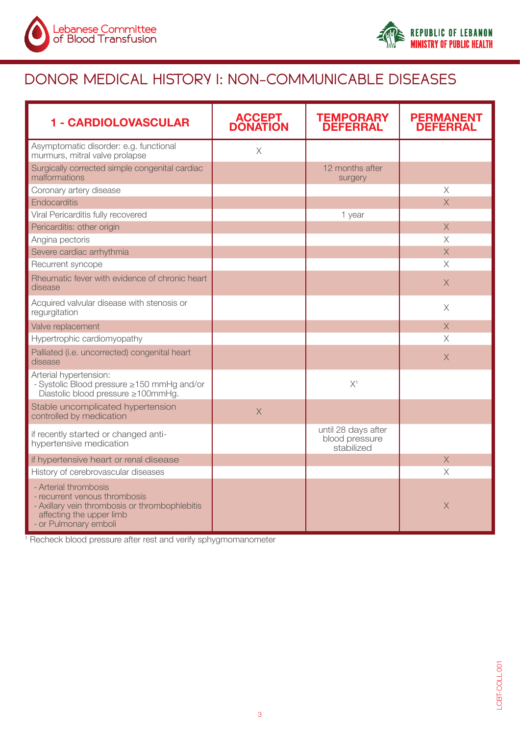# DONOR MEDICAL HISTORY I: NON-COMMUNICABLE DISEASES

| 1 - CARDIOLOVASCULAR | ACCEPT DONATION | TEMPORARY DEFERRAL | PERMANENT DEFERRAL |
|---|---|---|---|
| Asymptomatic disorder: e.g. functional murmurs, mitral valve prolapse | X | | |
| Surgically corrected simple congenital cardiac malformations | | 12 months after surgery | |
| Coronary artery disease | | | X |
| Endocarditis | | | X |
| Viral Pericarditis fully recovered | | 1 year | |
| Pericarditis: other origin | | | X |
| Angina pectoris | | | X |
| Severe cardiac arrhythmia | | | X |
| Recurrent syncope | | | X |
| Rheumatic fever with evidence of chronic heart disease | | | X |
| Acquired valvular disease with stenosis or regurgitation | | | X |
| Valve replacement | | | X |
| Hypertrophic cardiomyopathy | | | X |
| Palliated (i.e. uncorrected) congenital heart disease | | | X |
| Arterial hypertension: - Systolic Blood pressure ≥150 mmHg and/or Diastolic blood pressure ≥100mmHg. | | X[1] | |
| Stable uncomplicated hypertension controlled by medication | X | | |
| if recently started or changed anti-hypertensive medication | | until 28 days after blood pressure stabilized | |
| if hypertensive heart or renal disease | | | X |
| History of cerebrovascular diseases | | | X |
| - Arterial thrombosis - recurrent venous thrombosis - Axillary vein thrombosis or thrombophlebitis affecting the upper limb - or Pulmonary emboli | | | X |

[1] Recheck blood pressure after rest and verify sphygmomanometer

LCBT-COLL 001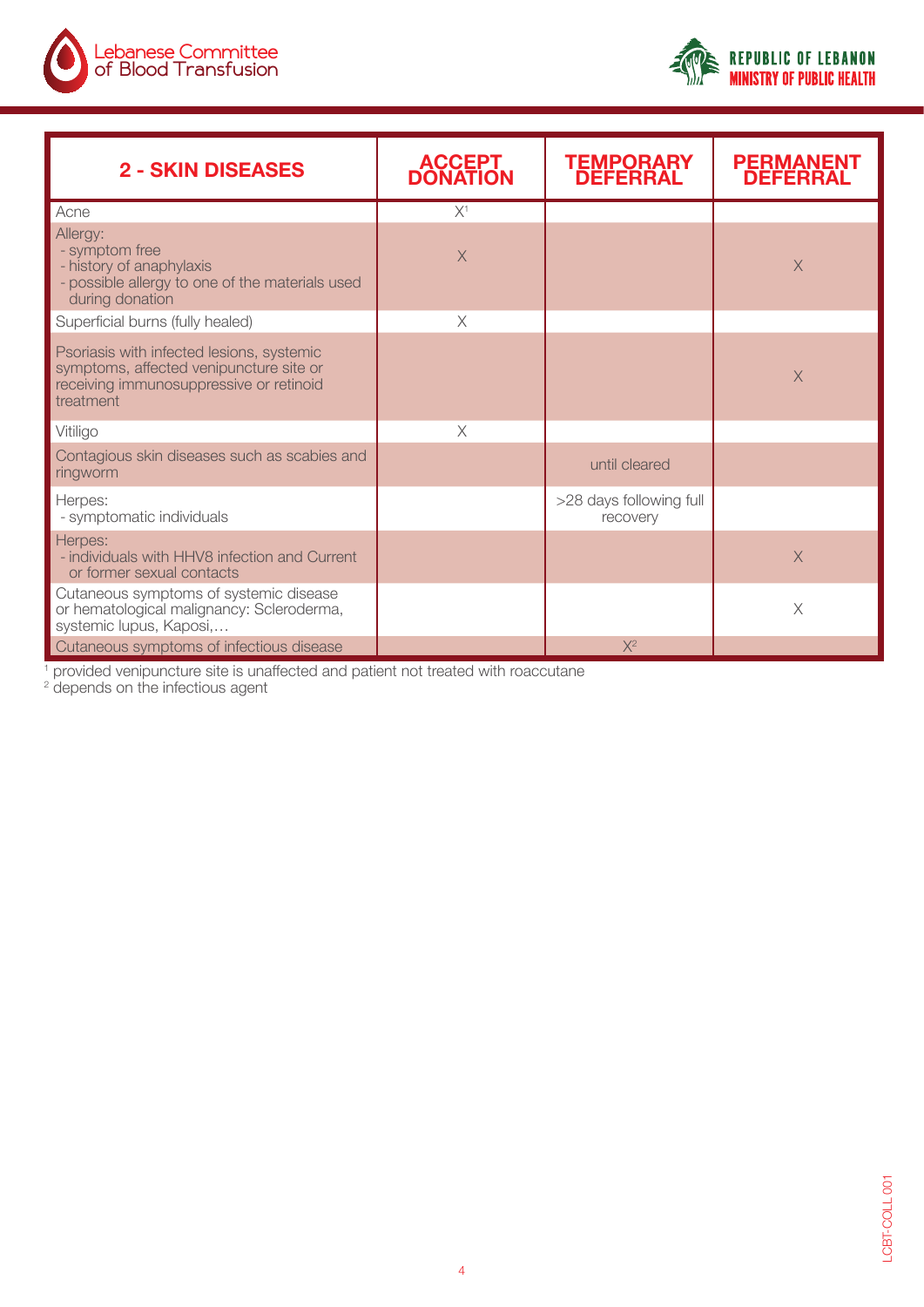| 2 - SKIN DISEASES | ACCEPT DONATION | TEMPORARY DEFERRAL | PERMANENT DEFERRAL |
|---|---|---|---|
| Acne | X[1] | | |
| Allergy:<br>- symptom free<br>- history of anaphylaxis<br>- possible allergy to one of the materials used during donation | X | | X |
| Superficial burns (fully healed) | X | | |
| Psoriasis with infected lesions, systemic symptoms, affected venipuncture site or receiving immunosuppressive or retinoid treatment | | | X |
| Vitiligo | X | | |
| Contagious skin diseases such as scabies and ringworm | | until cleared | |
| Herpes:<br>- symptomatic individuals | | >28 days following full recovery | |
| Herpes:<br>- individuals with HHV8 infection and Current or former sexual contacts | | | X |
| Cutaneous symptoms of systemic disease or hematological malignancy: Scleroderma, systemic lupus, Kaposi,… | | | X |
| Cutaneous symptoms of infectious disease | | X[2] | |

[1] provided venipuncture site is unaffected and patient not treated with roaccutane
[2] depends on the infectious agent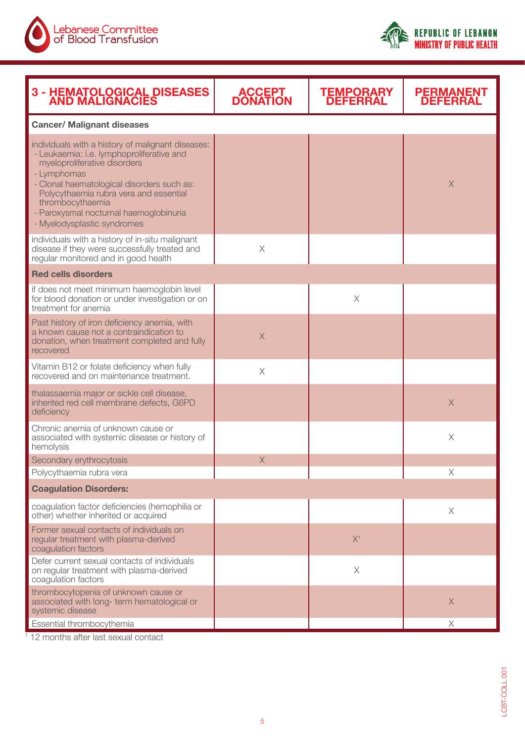| 3 - HEMATOLOGICAL DISEASES AND MALIGNACIES | ACCEPT DONATION | TEMPORARY DEFERRAL | PERMANENT DEFERRAL |
|---|---|---|---|
| **Cancer/ Malignant diseases** | | | |
| individuals with a history of malignant diseases:<br>- Leukaemia: i.e. lymphoproliferative and myeloproliferative disorders<br>- Lymphomas<br>- Clonal haematological disorders such as: Polycythaemia rubra vera and essential thrombocythaemia<br>- Paroxysmal nocturnal haemoglobinuria<br>- Myelodysplastic syndromes | | | X |
| individuals with a history of in-situ malignant disease if they were successfully treated and regular monitored and in good health | X | | |
| **Red cells disorders** | | | |
| if does not meet minimum haemoglobin level for blood donation or under investigation or on treatment for anemia | | X | |
| Past history of iron deficiency anemia, with a known cause not a contraindication to donation, when treatment completed and fully recovered | X | | |
| Vitamin B12 or folate deficiency when fully recovered and on maintenance treatment. | X | | |
| thalassaemia major or sickle cell disease, inherited red cell membrane defects, G6PD deficiency | | | X |
| Chronic anemia of unknown cause or associated with systemic disease or history of hemolysis | | | X |
| Secondary erythrocytosis | X | | |
| Polycythaemia rubra vera | | | X |
| **Coagulation Disorders:** | | | |
| coagulation factor deficiencies (hemophilia or other) whether inherited or acquired | | | X |
| Former sexual contacts of individuals on regular treatment with plasma-derived coagulation factors | | X[1] | |
| Defer current sexual contacts of individuals on regular treatment with plasma-derived coagulation factors | | X | |
| thrombocytopenia of unknown cause or associated with long- term hematological or systemic disease | | | X |
| Essential thrombocythemia | | | X |

[1] 12 months after last sexual contact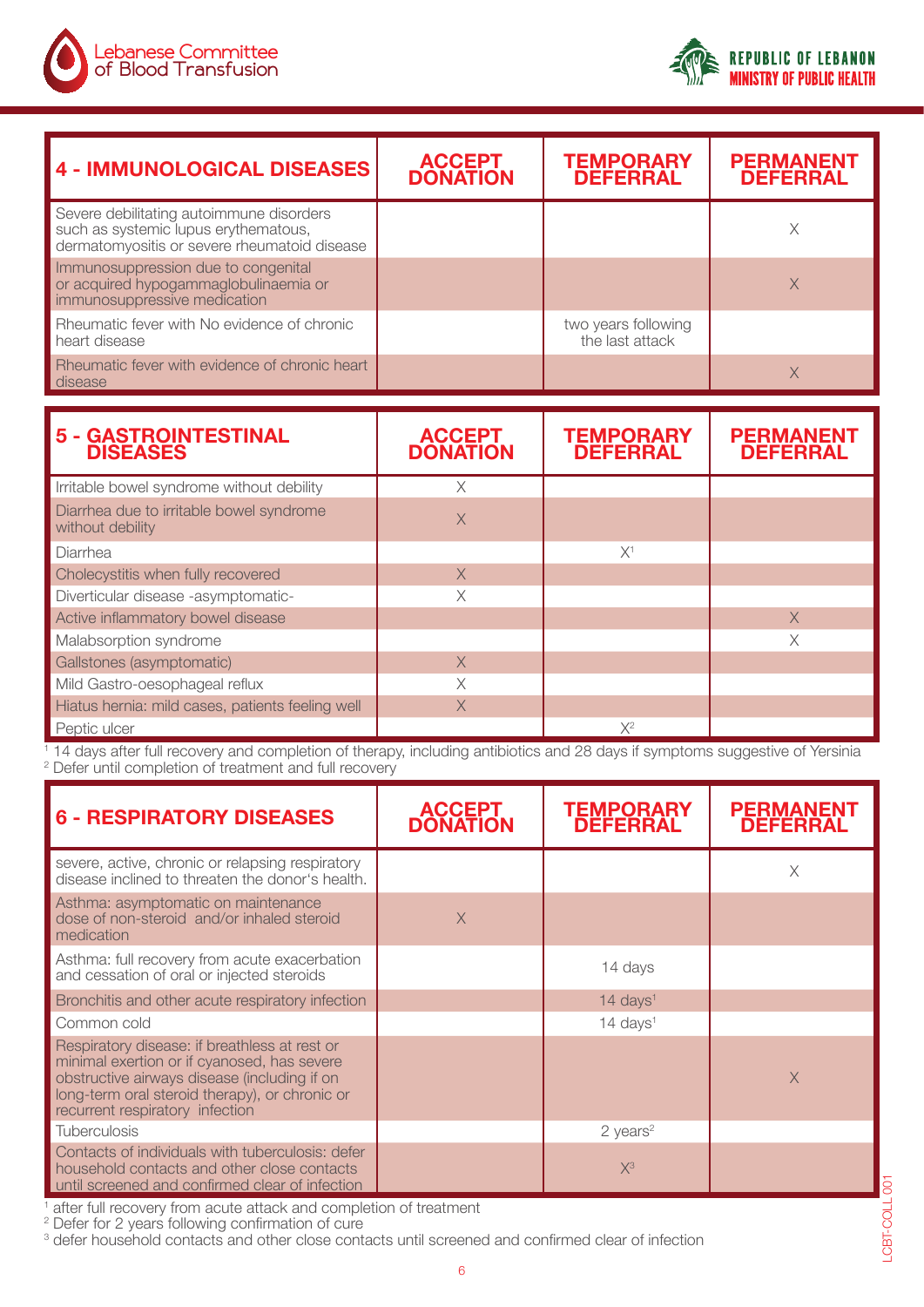| 4 - IMMUNOLOGICAL DISEASES | ACCEPT DONATION | TEMPORARY DEFERRAL | PERMANENT DEFERRAL |
|---|---|---|---|
| Severe debilitating autoimmune disorders such as systemic lupus erythematous, dermatomyositis or severe rheumatoid disease | | | X |
| Immunosuppression due to congenital or acquired hypogammaglobulinaemia or immunosuppressive medication | | | X |
| Rheumatic fever with No evidence of chronic heart disease | | two years following the last attack | |
| Rheumatic fever with evidence of chronic heart disease | | | X |

| 5 - GASTROINTESTINAL DISEASES | ACCEPT DONATION | TEMPORARY DEFERRAL | PERMANENT DEFERRAL |
|---|---|---|---|
| Irritable bowel syndrome without debility | X | | |
| Diarrhea due to irritable bowel syndrome without debility | X | | |
| Diarrhea | | X[1] | |
| Cholecystitis when fully recovered | X | | |
| Diverticular disease -asymptomatic- | X | | |
| Active inflammatory bowel disease | | | X |
| Malabsorption syndrome | | | X |
| Gallstones (asymptomatic) | X | | |
| Mild Gastro-oesophageal reflux | X | | |
| Hiatus hernia: mild cases, patients feeling well | X | | |
| Peptic ulcer | | X[2] | |

[1] 14 days after full recovery and completion of therapy, including antibiotics and 28 days if symptoms suggestive of Yersinia
[2] Defer until completion of treatment and full recovery

| 6 - RESPIRATORY DISEASES | ACCEPT DONATION | TEMPORARY DEFERRAL | PERMANENT DEFERRAL |
|---|---|---|---|
| severe, active, chronic or relapsing respiratory disease inclined to threaten the donor's health. | | | X |
| Asthma: asymptomatic on maintenance dose of non-steroid and/or inhaled steroid medication | X | | |
| Asthma: full recovery from acute exacerbation and cessation of oral or injected steroids | | 14 days | |
| Bronchitis and other acute respiratory infection | | 14 days[1] | |
| Common cold | | 14 days[1] | |
| Respiratory disease: if breathless at rest or minimal exertion or if cyanosed, has severe obstructive airways disease (including if on long-term oral steroid therapy), or chronic or recurrent respiratory infection | | | X |
| Tuberculosis | | 2 years[2] | |
| Contacts of individuals with tuberculosis: defer household contacts and other close contacts until screened and confirmed clear of infection | | X[3] | |

[1] after full recovery from acute attack and completion of treatment
[2] Defer for 2 years following confirmation of cure
[3] defer household contacts and other close contacts until screened and confirmed clear of infection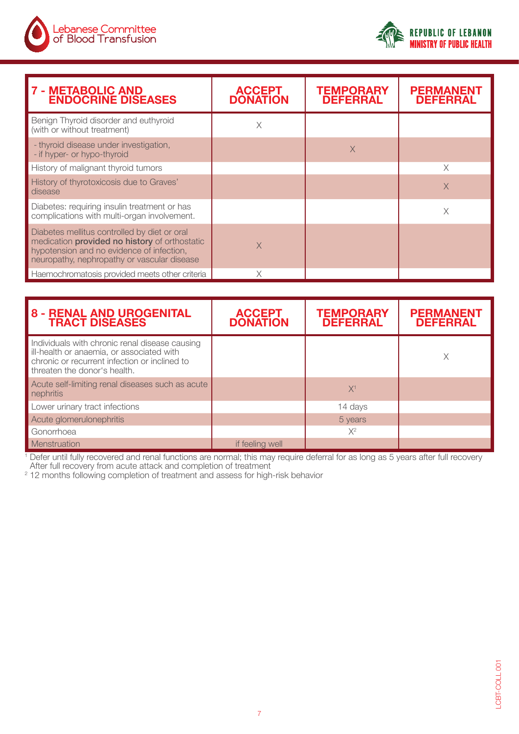| 7 - METABOLIC AND ENDOCRINE DISEASES | ACCEPT DONATION | TEMPORARY DEFERRAL | PERMANENT DEFERRAL |
|---|---|---|---|
| Benign Thyroid disorder and euthyroid (with or without treatment) | X | | |
| - thyroid disease under investigation,<br>- if hyper- or hypo-thyroid | | X | |
| History of malignant thyroid tumors | | | X |
| History of thyrotoxicosis due to Graves' disease | | | X |
| Diabetes: requiring insulin treatment or has complications with multi-organ involvement. | | | X |
| Diabetes mellitus controlled by diet or oral medication **provided no history** of orthostatic hypotension and no evidence of infection, neuropathy, nephropathy or vascular disease | X | | |
| Haemochromatosis provided meets other criteria | X | | |

| 8 - RENAL AND UROGENITAL TRACT DISEASES | ACCEPT DONATION | TEMPORARY DEFERRAL | PERMANENT DEFERRAL |
|---|---|---|---|
| Individuals with chronic renal disease causing ill-health or anaemia, or associated with chronic or recurrent infection or inclined to threaten the donor's health. | | | X |
| Acute self-limiting renal diseases such as acute nephritis | | X[1] | |
| Lower urinary tract infections | | 14 days | |
| Acute glomerulonephritis | | 5 years | |
| Gonorrhoea | | X[2] | |
| Menstruation | if feeling well | | |

[1] Defer until fully recovered and renal functions are normal; this may require deferral for as long as 5 years after full recovery After full recovery from acute attack and completion of treatment

[2] 12 months following completion of treatment and assess for high-risk behavior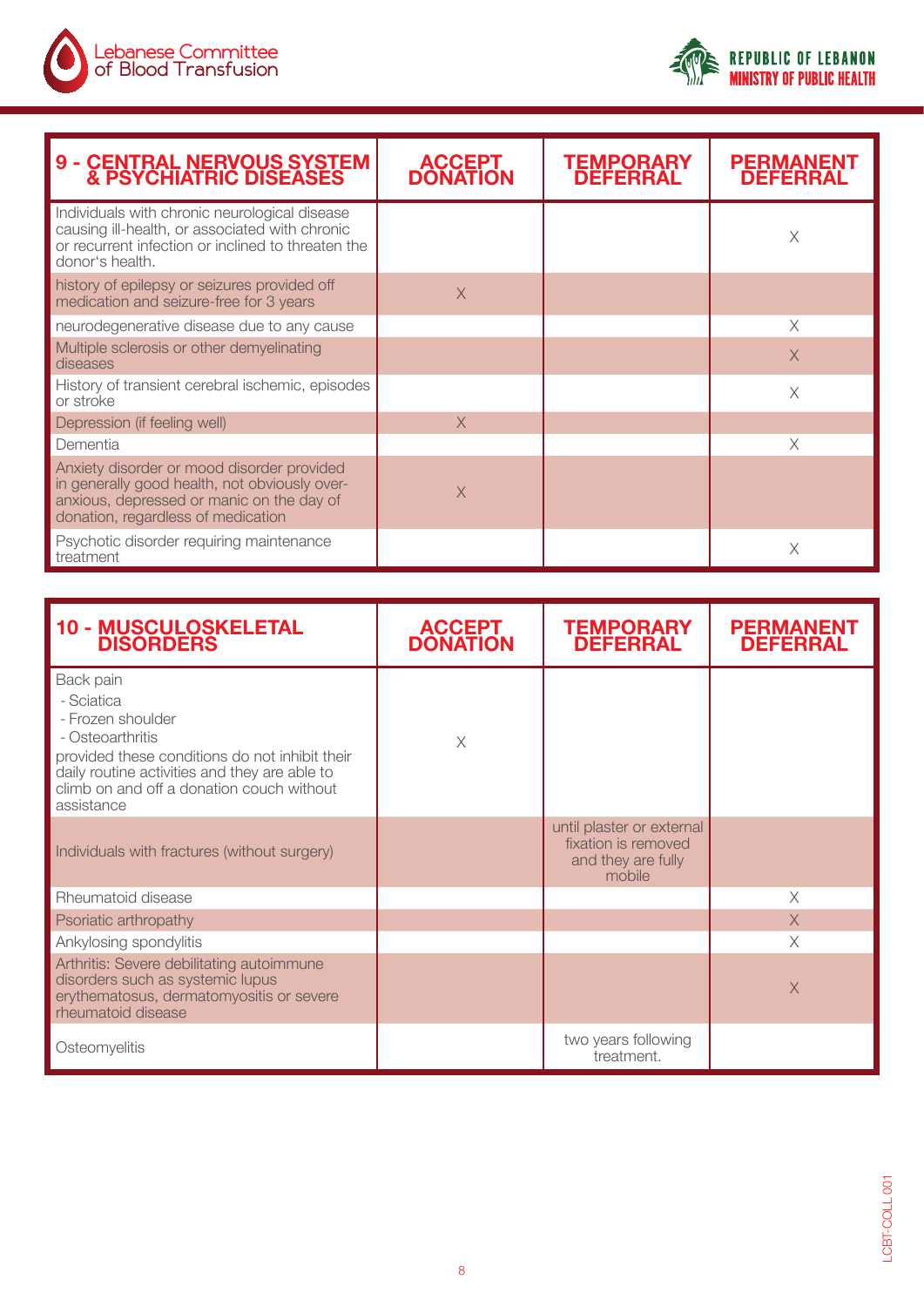| 9 - CENTRAL NERVOUS SYSTEM & PSYCHIATRIC DISEASES | ACCEPT DONATION | TEMPORARY DEFERRAL | PERMANENT DEFERRAL |
|---|---|---|---|
| Individuals with chronic neurological disease causing ill-health, or associated with chronic or recurrent infection or inclined to threaten the donor's health. | | | X |
| history of epilepsy or seizures provided off medication and seizure-free for 3 years | X | | |
| neurodegenerative disease due to any cause | | | X |
| Multiple sclerosis or other demyelinating diseases | | | X |
| History of transient cerebral ischemic, episodes or stroke | | | X |
| Depression (if feeling well) | X | | |
| Dementia | | | X |
| Anxiety disorder or mood disorder provided in generally good health, not obviously over-anxious, depressed or manic on the day of donation, regardless of medication | X | | |
| Psychotic disorder requiring maintenance treatment | | | X |

| 10 - MUSCULOSKELETAL DISORDERS | ACCEPT DONATION | TEMPORARY DEFERRAL | PERMANENT DEFERRAL |
|---|---|---|---|
| Back pain<br>- Sciatica<br>- Frozen shoulder<br>- Osteoarthritis<br>provided these conditions do not inhibit their daily routine activities and they are able to climb on and off a donation couch without assistance | X | | |
| Individuals with fractures (without surgery) | | until plaster or external fixation is removed and they are fully mobile | |
| Rheumatoid disease | | | X |
| Psoriatic arthropathy | | | X |
| Ankylosing spondylitis | | | X |
| Arthritis: Severe debilitating autoimmune disorders such as systemic lupus erythematosus, dermatomyositis or severe rheumatoid disease | | | X |
| Osteomyelitis | | two years following treatment. | |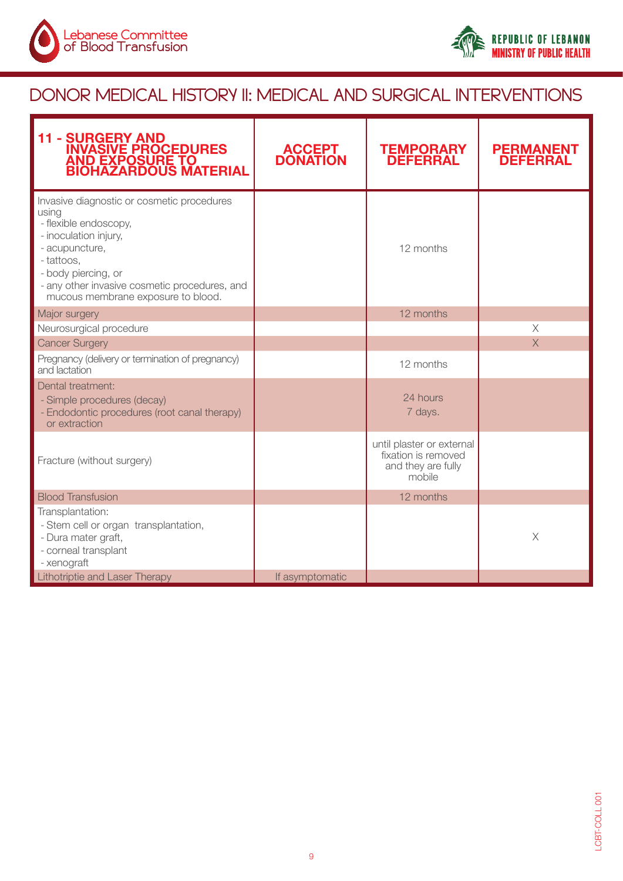# DONOR MEDICAL HISTORY II: MEDICAL AND SURGICAL INTERVENTIONS

| 11 - SURGERY AND INVASIVE PROCEDURES AND EXPOSURE TO BIOHAZARDOUS MATERIAL | ACCEPT DONATION | TEMPORARY DEFERRAL | PERMANENT DEFERRAL |
|---|---|---|---|
| Invasive diagnostic or cosmetic procedures using<br>- flexible endoscopy,<br>- inoculation injury,<br>- acupuncture,<br>- tattoos,<br>- body piercing, or<br>- any other invasive cosmetic procedures, and mucous membrane exposure to blood. | | 12 months | |
| Major surgery | | 12 months | |
| Neurosurgical procedure | | | X |
| Cancer Surgery | | | X |
| Pregnancy (delivery or termination of pregnancy) and lactation | | 12 months | |
| Dental treatment:<br>- Simple procedures (decay)<br>- Endodontic procedures (root canal therapy) or extraction | | 24 hours<br>7 days. | |
| Fracture (without surgery) | | until plaster or external fixation is removed and they are fully mobile | |
| Blood Transfusion | | 12 months | |
| Transplantation:<br>- Stem cell or organ transplantation,<br>- Dura mater graft,<br>- corneal transplant<br>- xenograft | | | X |
| Lithotriptie and Laser Therapy | If asymptomatic | | |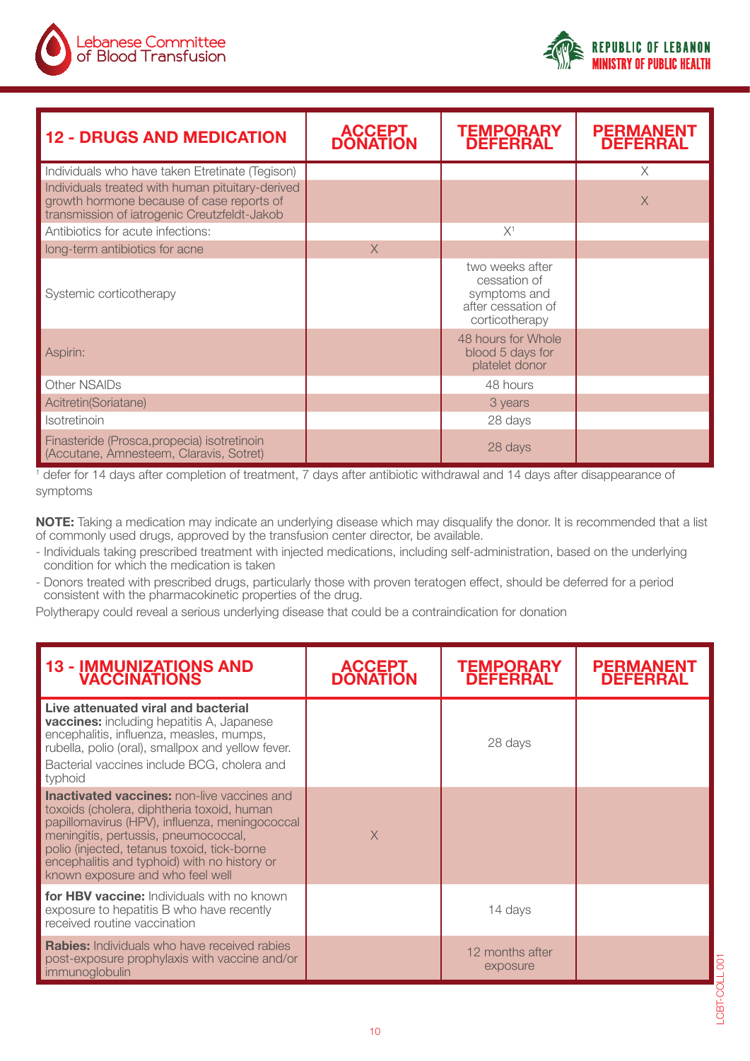| 12 - DRUGS AND MEDICATION | ACCEPT DONATION | TEMPORARY DEFERRAL | PERMANENT DEFERRAL |
|---|---|---|---|
| Individuals who have taken Etretinate (Tegison) | | | X |
| Individuals treated with human pituitary-derived growth hormone because of case reports of transmission of iatrogenic Creutzfeldt-Jakob | | | X |
| Antibiotics for acute infections: | | X[1] | |
| long-term antibiotics for acne | X | | |
| Systemic corticotherapy | | two weeks after cessation of symptoms and after cessation of corticotherapy | |
| Aspirin: | | 48 hours for Whole blood 5 days for platelet donor | |
| Other NSAIDs | | 48 hours | |
| Acitretin(Soriatane) | | 3 years | |
| Isotretinoin | | 28 days | |
| Finasteride (Prosca,propecia) isotretinoin (Accutane, Amnesteem, Claravis, Sotret) | | 28 days | |

[1] defer for 14 days after completion of treatment, 7 days after antibiotic withdrawal and 14 days after disappearance of symptoms

**NOTE:** Taking a medication may indicate an underlying disease which may disqualify the donor. It is recommended that a list of commonly used drugs, approved by the transfusion center director, be available.

- Individuals taking prescribed treatment with injected medications, including self-administration, based on the underlying condition for which the medication is taken
- Donors treated with prescribed drugs, particularly those with proven teratogen effect, should be deferred for a period consistent with the pharmacokinetic properties of the drug.

Polytherapy could reveal a serious underlying disease that could be a contraindication for donation

| 13 - IMMUNIZATIONS AND VACCINATIONS | ACCEPT DONATION | TEMPORARY DEFERRAL | PERMANENT DEFERRAL |
|---|---|---|---|
| **Live attenuated viral and bacterial vaccines:** including hepatitis A, Japanese encephalitis, influenza, measles, mumps, rubella, polio (oral), smallpox and yellow fever. Bacterial vaccines include BCG, cholera and typhoid | | 28 days | |
| **Inactivated vaccines:** non-live vaccines and toxoids (cholera, diphtheria toxoid, human papillomavirus (HPV), influenza, meningococcal meningitis, pertussis, pneumococcal, polio (injected, tetanus toxoid, tick-borne encephalitis and typhoid) with no history or known exposure and who feel well | X | | |
| **for HBV vaccine:** Individuals with no known exposure to hepatitis B who have recently received routine vaccination | | 14 days | |
| **Rabies:** Individuals who have received rabies post-exposure prophylaxis with vaccine and/or immunoglobulin | | 12 months after exposure | |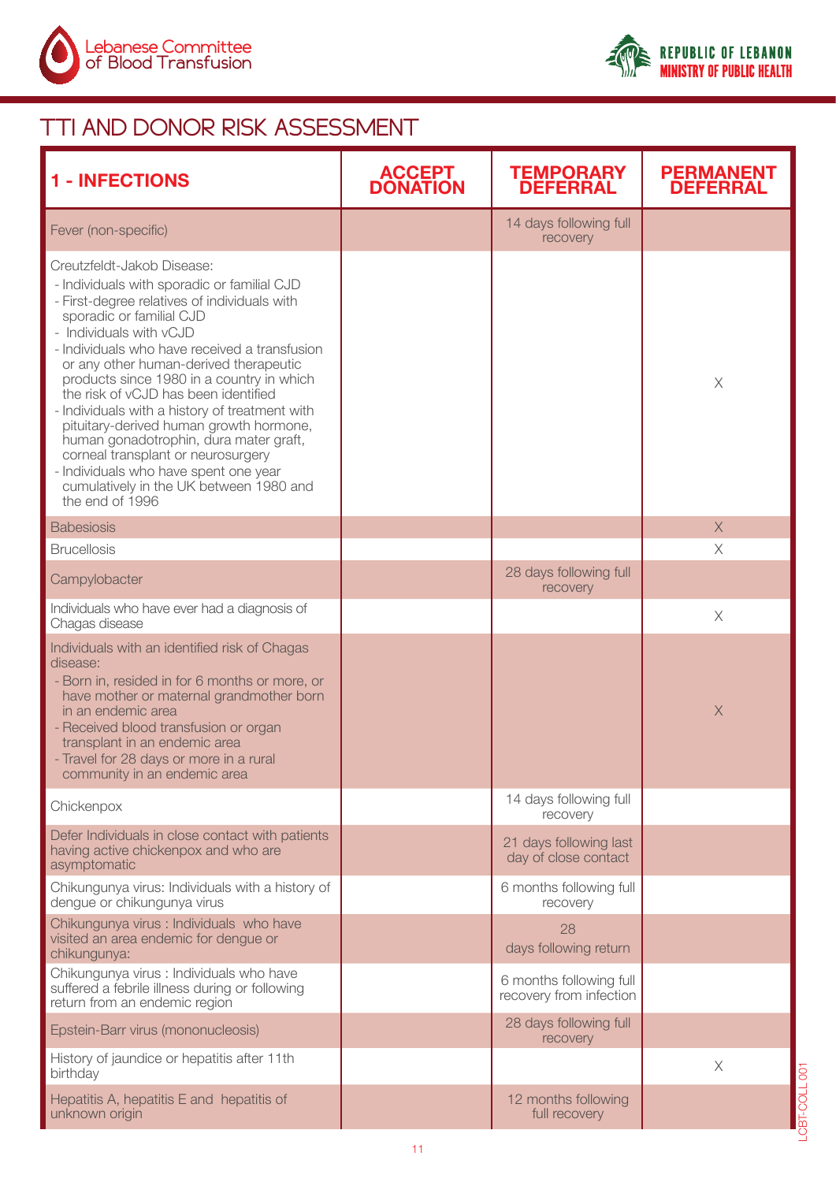# TTI AND DONOR RISK ASSESSMENT

| 1 - INFECTIONS | ACCEPT DONATION | TEMPORARY DEFERRAL | PERMANENT DEFERRAL |
|---|---|---|---|
| Fever (non-specific) | | 14 days following full recovery | |
| Creutzfeldt-Jakob Disease:<br>- Individuals with sporadic or familial CJD<br>- First-degree relatives of individuals with sporadic or familial CJD<br>- Individuals with vCJD<br>- Individuals who have received a transfusion or any other human-derived therapeutic products since 1980 in a country in which the risk of vCJD has been identified<br>- Individuals with a history of treatment with pituitary-derived human growth hormone, human gonadotrophin, dura mater graft, corneal transplant or neurosurgery<br>- Individuals who have spent one year cumulatively in the UK between 1980 and the end of 1996 | | | X |
| Babesiosis | | | X |
| Brucellosis | | | X |
| Campylobacter | | 28 days following full recovery | |
| Individuals who have ever had a diagnosis of Chagas disease | | | X |
| Individuals with an identified risk of Chagas disease:<br>- Born in, resided in for 6 months or more, or have mother or maternal grandmother born in an endemic area<br>- Received blood transfusion or organ transplant in an endemic area<br>- Travel for 28 days or more in a rural community in an endemic area | | | X |
| Chickenpox | | 14 days following full recovery | |
| Defer Individuals in close contact with patients having active chickenpox and who are asymptomatic | | 21 days following last day of close contact | |
| Chikungunya virus: Individuals with a history of dengue or chikungunya virus | | 6 months following full recovery | |
| Chikungunya virus : Individuals who have visited an area endemic for dengue or chikungunya: | | 28 days following return | |
| Chikungunya virus : Individuals who have suffered a febrile illness during or following return from an endemic region | | 6 months following full recovery from infection | |
| Epstein-Barr virus (mononucleosis) | | 28 days following full recovery | |
| History of jaundice or hepatitis after 11th birthday | | | X |
| Hepatitis A, hepatitis E and hepatitis of unknown origin | | 12 months following full recovery | |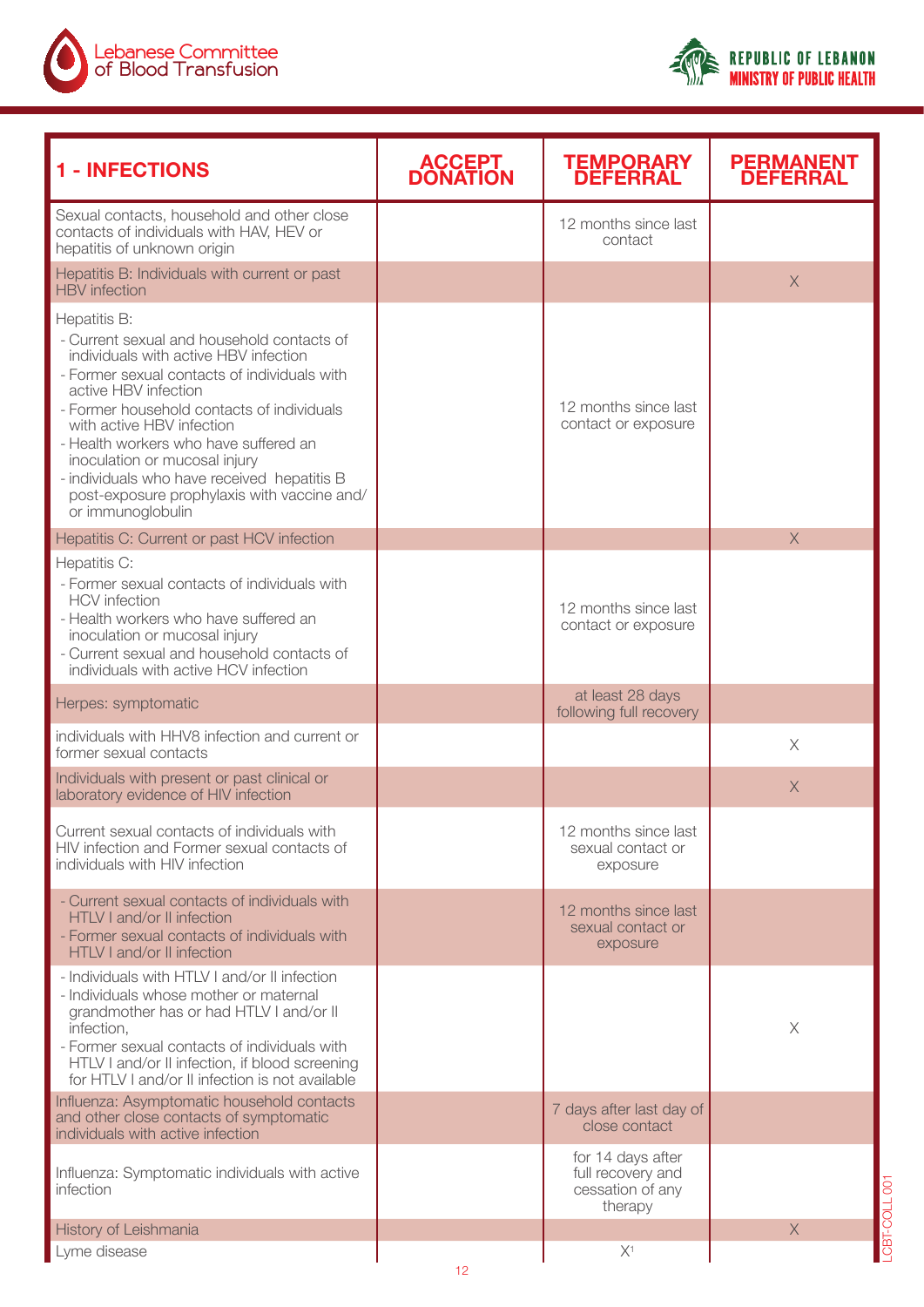| 1 - INFECTIONS | ACCEPT DONATION | TEMPORARY DEFERRAL | PERMANENT DEFERRAL |
|---|---|---|---|
| Sexual contacts, household and other close contacts of individuals with HAV, HEV or hepatitis of unknown origin | | 12 months since last contact | |
| Hepatitis B: Individuals with current or past HBV infection | | | X |
| Hepatitis B:<br>- Current sexual and household contacts of individuals with active HBV infection<br>- Former sexual contacts of individuals with active HBV infection<br>- Former household contacts of individuals with active HBV infection<br>- Health workers who have suffered an inoculation or mucosal injury<br>- individuals who have received hepatitis B post-exposure prophylaxis with vaccine and/ or immunoglobulin | | 12 months since last contact or exposure | |
| Hepatitis C: Current or past HCV infection | | | X |
| Hepatitis C:<br>- Former sexual contacts of individuals with HCV infection<br>- Health workers who have suffered an inoculation or mucosal injury<br>- Current sexual and household contacts of individuals with active HCV infection | | 12 months since last contact or exposure | |
| Herpes: symptomatic | | at least 28 days following full recovery | |
| individuals with HHV8 infection and current or former sexual contacts | | | X |
| Individuals with present or past clinical or laboratory evidence of HIV infection | | | X |
| Current sexual contacts of individuals with HIV infection and Former sexual contacts of individuals with HIV infection | | 12 months since last sexual contact or exposure | |
| - Current sexual contacts of individuals with HTLV I and/or II infection<br>- Former sexual contacts of individuals with HTLV I and/or II infection | | 12 months since last sexual contact or exposure | |
| - Individuals with HTLV I and/or II infection<br>- Individuals whose mother or maternal grandmother has or had HTLV I and/or II infection,<br>- Former sexual contacts of individuals with HTLV I and/or II infection, if blood screening for HTLV I and/or II infection is not available | | | X |
| Influenza: Asymptomatic household contacts and other close contacts of symptomatic individuals with active infection | | 7 days after last day of close contact | |
| Influenza: Symptomatic individuals with active infection | | for 14 days after full recovery and cessation of any therapy | |
| History of Leishmania | | | X |
| Lyme disease | | X[1] | |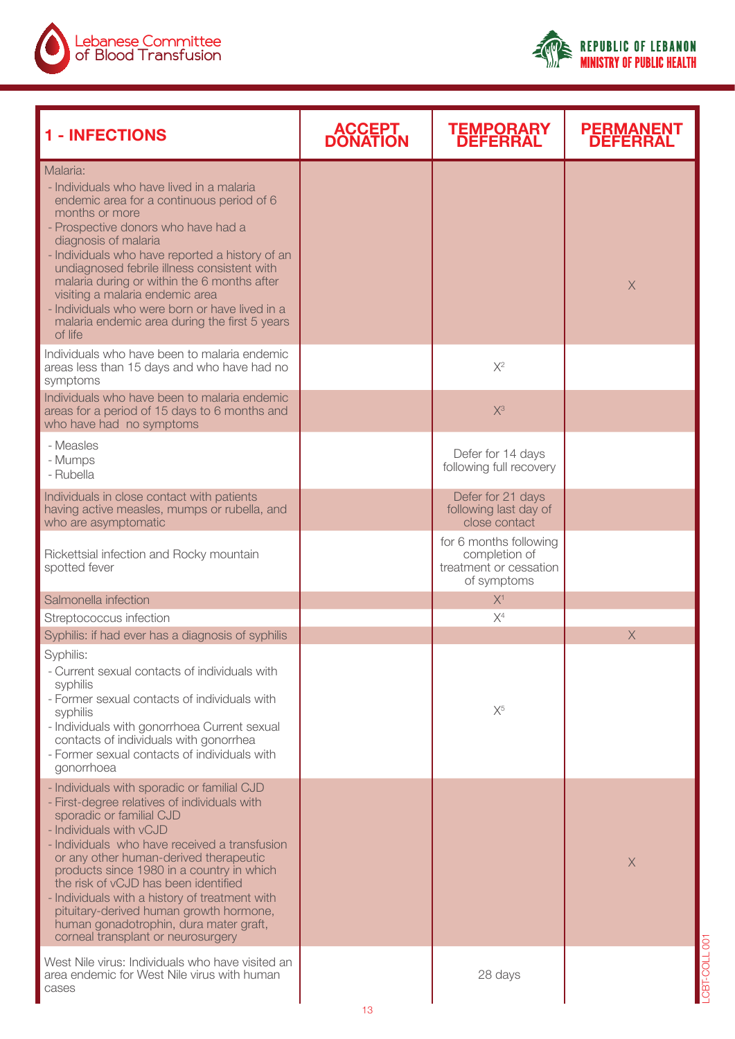| 1 - INFECTIONS | ACCEPT DONATION | TEMPORARY DEFERRAL | PERMANENT DEFERRAL |
|---|---|---|---|
| Malaria:<br>- Individuals who have lived in a malaria endemic area for a continuous period of 6 months or more<br>- Prospective donors who have had a diagnosis of malaria<br>- Individuals who have reported a history of an undiagnosed febrile illness consistent with malaria during or within the 6 months after visiting a malaria endemic area<br>- Individuals who were born or have lived in a malaria endemic area during the first 5 years of life | | | X |
| Individuals who have been to malaria endemic areas less than 15 days and who have had no symptoms | | X[2] | |
| Individuals who have been to malaria endemic areas for a period of 15 days to 6 months and who have had no symptoms | | X[3] | |
| - Measles<br>- Mumps<br>- Rubella | | Defer for 14 days following full recovery | |
| Individuals in close contact with patients having active measles, mumps or rubella, and who are asymptomatic | | Defer for 21 days following last day of close contact | |
| Rickettsial infection and Rocky mountain spotted fever | | for 6 months following completion of treatment or cessation of symptoms | |
| Salmonella infection | | X[1] | |
| Streptococcus infection | | X[4] | |
| Syphilis: if had ever has a diagnosis of syphilis | | | X |
| Syphilis:<br>- Current sexual contacts of individuals with syphilis<br>- Former sexual contacts of individuals with syphilis<br>- Individuals with gonorrhoea Current sexual contacts of individuals with gonorrhea<br>- Former sexual contacts of individuals with gonorrhoea | | X[5] | |
| - Individuals with sporadic or familial CJD<br>- First-degree relatives of individuals with sporadic or familial CJD<br>- Individuals with vCJD<br>- Individuals who have received a transfusion or any other human-derived therapeutic products since 1980 in a country in which the risk of vCJD has been identified<br>- Individuals with a history of treatment with pituitary-derived human growth hormone, human gonadotrophin, dura mater graft, corneal transplant or neurosurgery | | | X |
| West Nile virus: Individuals who have visited an area endemic for West Nile virus with human cases | | 28 days | |

LCBT-COLL 001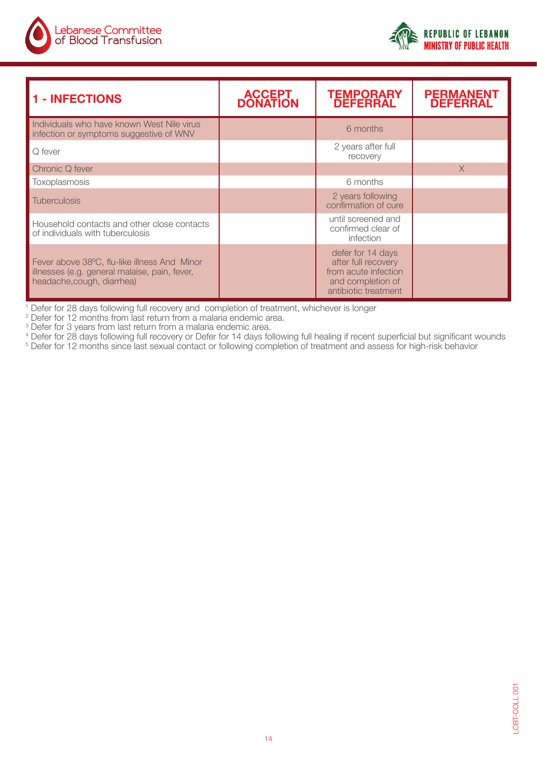| 1 - INFECTIONS | ACCEPT DONATION | TEMPORARY DEFERRAL | PERMANENT DEFERRAL |
|---|---|---|---|
| Individuals who have known West Nile virus infection or symptoms suggestive of WNV | | 6 months | |
| Q fever | | 2 years after full recovery | |
| Chronic Q fever | | | X |
| Toxoplasmosis | | 6 months | |
| Tuberculosis | | 2 years following confirmation of cure | |
| Household contacts and other close contacts of individuals with tuberculosis | | until screened and confirmed clear of infection | |
| Fever above 38ºC, flu-like illness And Minor illnesses (e.g. general malaise, pain, fever, headache,cough, diarrhea) | | defer for 14 days after full recovery from acute infection and completion of antibiotic treatment | |

[1] Defer for 28 days following full recovery and completion of treatment, whichever is longer
[2] Defer for 12 months from last return from a malaria endemic area.
[3] Defer for 3 years from last return from a malaria endemic area.
[4] Defer for 28 days following full recovery or Defer for 14 days following full healing if recent superficial but significant wounds
[5] Defer for 12 months since last sexual contact or following completion of treatment and assess for high-risk behavior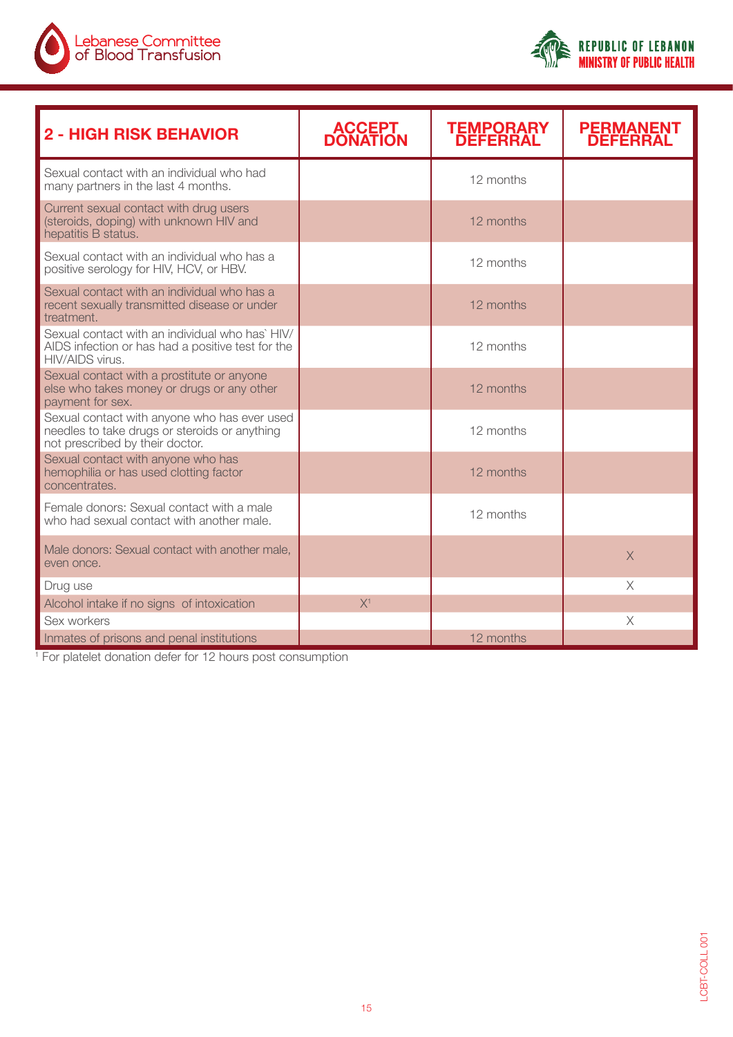| 2 - HIGH RISK BEHAVIOR | ACCEPT DONATION | TEMPORARY DEFERRAL | PERMANENT DEFERRAL |
|---|---|---|---|
| Sexual contact with an individual who had many partners in the last 4 months. | | 12 months | |
| Current sexual contact with drug users (steroids, doping) with unknown HIV and hepatitis B status. | | 12 months | |
| Sexual contact with an individual who has a positive serology for HIV, HCV, or HBV. | | 12 months | |
| Sexual contact with an individual who has a recent sexually transmitted disease or under treatment. | | 12 months | |
| Sexual contact with an individual who has` HIV/ AIDS infection or has had a positive test for the HIV/AIDS virus. | | 12 months | |
| Sexual contact with a prostitute or anyone else who takes money or drugs or any other payment for sex. | | 12 months | |
| Sexual contact with anyone who has ever used needles to take drugs or steroids or anything not prescribed by their doctor. | | 12 months | |
| Sexual contact with anyone who has hemophilia or has used clotting factor concentrates. | | 12 months | |
| Female donors: Sexual contact with a male who had sexual contact with another male. | | 12 months | |
| Male donors: Sexual contact with another male, even once. | | | X |
| Drug use | | | X |
| Alcohol intake if no signs of intoxication | X[1] | | |
| Sex workers | | | X |
| Inmates of prisons and penal institutions | | 12 months | |

[1] For platelet donation defer for 12 hours post consumption

LCBT-COLL 001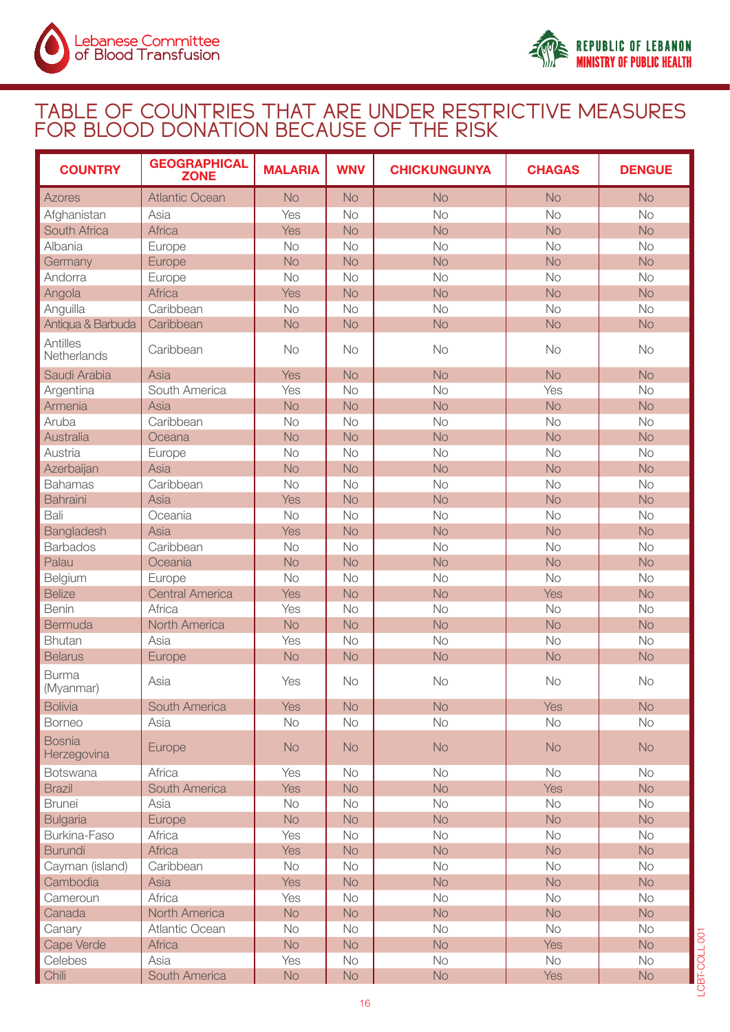# TABLE OF COUNTRIES THAT ARE UNDER RESTRICTIVE MEASURES FOR BLOOD DONATION BECAUSE OF THE RISK

| COUNTRY | GEOGRAPHICAL ZONE | MALARIA | WNV | CHICKUNGUNYA | CHAGAS | DENGUE |
|---|---|---|---|---|---|---|
| Azores | Atlantic Ocean | No | No | No | No | No |
| Afghanistan | Asia | Yes | No | No | No | No |
| South Africa | Africa | Yes | No | No | No | No |
| Albania | Europe | No | No | No | No | No |
| Germany | Europe | No | No | No | No | No |
| Andorra | Europe | No | No | No | No | No |
| Angola | Africa | Yes | No | No | No | No |
| Anguilla | Caribbean | No | No | No | No | No |
| Antiqua & Barbuda | Caribbean | No | No | No | No | No |
| Antilles Netherlands | Caribbean | No | No | No | No | No |
| Saudi Arabia | Asia | Yes | No | No | No | No |
| Argentina | South America | Yes | No | No | Yes | No |
| Armenia | Asia | No | No | No | No | No |
| Aruba | Caribbean | No | No | No | No | No |
| Australia | Oceana | No | No | No | No | No |
| Austria | Europe | No | No | No | No | No |
| Azerbaijan | Asia | No | No | No | No | No |
| Bahamas | Caribbean | No | No | No | No | No |
| Bahraini | Asia | Yes | No | No | No | No |
| Bali | Oceania | No | No | No | No | No |
| Bangladesh | Asia | Yes | No | No | No | No |
| Barbados | Caribbean | No | No | No | No | No |
| Palau | Oceania | No | No | No | No | No |
| Belgium | Europe | No | No | No | No | No |
| Belize | Central America | Yes | No | No | Yes | No |
| Benin | Africa | Yes | No | No | No | No |
| Bermuda | North America | No | No | No | No | No |
| Bhutan | Asia | Yes | No | No | No | No |
| Belarus | Europe | No | No | No | No | No |
| Burma (Myanmar) | Asia | Yes | No | No | No | No |
| Bolivia | South America | Yes | No | No | Yes | No |
| Borneo | Asia | No | No | No | No | No |
| Bosnia Herzegovina | Europe | No | No | No | No | No |
| Botswana | Africa | Yes | No | No | No | No |
| Brazil | South America | Yes | No | No | Yes | No |
| Brunei | Asia | No | No | No | No | No |
| Bulgaria | Europe | No | No | No | No | No |
| Burkina-Faso | Africa | Yes | No | No | No | No |
| Burundi | Africa | Yes | No | No | No | No |
| Cayman (island) | Caribbean | No | No | No | No | No |
| Cambodia | Asia | Yes | No | No | No | No |
| Cameroun | Africa | Yes | No | No | No | No |
| Canada | North America | No | No | No | No | No |
| Canary | Atlantic Ocean | No | No | No | No | No |
| Cape Verde | Africa | No | No | No | Yes | No |
| Celebes | Asia | Yes | No | No | No | No |
| Chili | South America | No | No | No | Yes | No |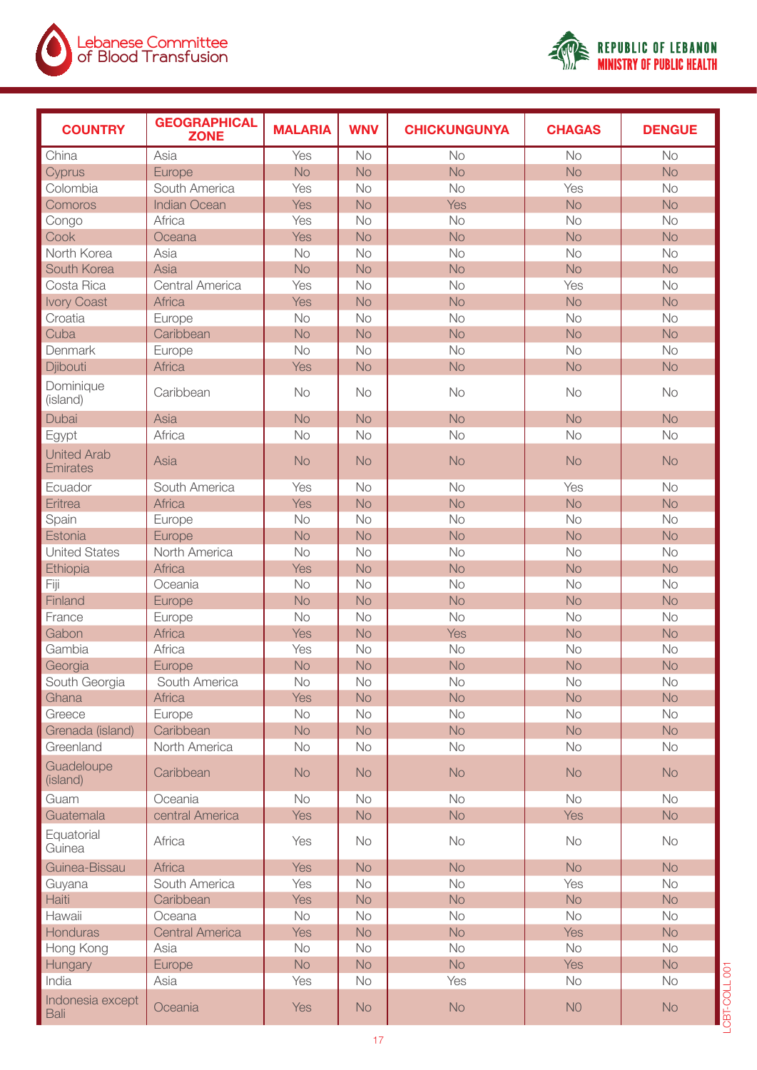| COUNTRY | GEOGRAPHICAL ZONE | MALARIA | WNV | CHICKUNGUNYA | CHAGAS | DENGUE |
|---|---|---|---|---|---|---|
| China | Asia | Yes | No | No | No | No |
| Cyprus | Europe | No | No | No | No | No |
| Colombia | South America | Yes | No | No | Yes | No |
| Comoros | Indian Ocean | Yes | No | Yes | No | No |
| Congo | Africa | Yes | No | No | No | No |
| Cook | Oceana | Yes | No | No | No | No |
| North Korea | Asia | No | No | No | No | No |
| South Korea | Asia | No | No | No | No | No |
| Costa Rica | Central America | Yes | No | No | Yes | No |
| Ivory Coast | Africa | Yes | No | No | No | No |
| Croatia | Europe | No | No | No | No | No |
| Cuba | Caribbean | No | No | No | No | No |
| Denmark | Europe | No | No | No | No | No |
| Djibouti | Africa | Yes | No | No | No | No |
| Dominique (island) | Caribbean | No | No | No | No | No |
| Dubai | Asia | No | No | No | No | No |
| Egypt | Africa | No | No | No | No | No |
| United Arab Emirates | Asia | No | No | No | No | No |
| Ecuador | South America | Yes | No | No | Yes | No |
| Eritrea | Africa | Yes | No | No | No | No |
| Spain | Europe | No | No | No | No | No |
| Estonia | Europe | No | No | No | No | No |
| United States | North America | No | No | No | No | No |
| Ethiopia | Africa | Yes | No | No | No | No |
| Fiji | Oceania | No | No | No | No | No |
| Finland | Europe | No | No | No | No | No |
| France | Europe | No | No | No | No | No |
| Gabon | Africa | Yes | No | Yes | No | No |
| Gambia | Africa | Yes | No | No | No | No |
| Georgia | Europe | No | No | No | No | No |
| South Georgia | South America | No | No | No | No | No |
| Ghana | Africa | Yes | No | No | No | No |
| Greece | Europe | No | No | No | No | No |
| Grenada (island) | Caribbean | No | No | No | No | No |
| Greenland | North America | No | No | No | No | No |
| Guadeloupe (island) | Caribbean | No | No | No | No | No |
| Guam | Oceania | No | No | No | No | No |
| Guatemala | central America | Yes | No | No | Yes | No |
| Equatorial Guinea | Africa | Yes | No | No | No | No |
| Guinea-Bissau | Africa | Yes | No | No | No | No |
| Guyana | South America | Yes | No | No | Yes | No |
| Haiti | Caribbean | Yes | No | No | No | No |
| Hawaii | Oceana | No | No | No | No | No |
| Honduras | Central America | Yes | No | No | Yes | No |
| Hong Kong | Asia | No | No | No | No | No |
| Hungary | Europe | No | No | No | Yes | No |
| India | Asia | Yes | No | Yes | No | No |
| Indonesia except Bali | Oceania | Yes | No | No | N0 | No |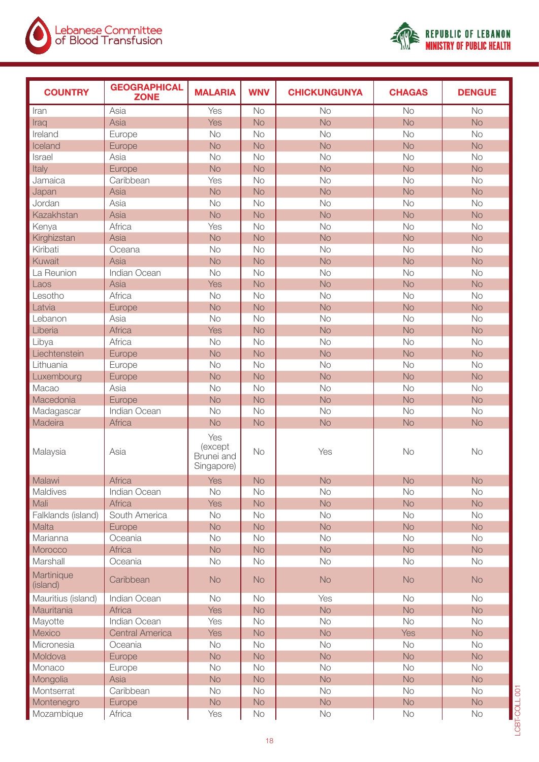| COUNTRY | GEOGRAPHICAL ZONE | MALARIA | WNV | CHICKUNGUNYA | CHAGAS | DENGUE |
|---|---|---|---|---|---|---|
| Iran | Asia | Yes | No | No | No | No |
| Iraq | Asia | Yes | No | No | No | No |
| Ireland | Europe | No | No | No | No | No |
| Iceland | Europe | No | No | No | No | No |
| Israel | Asia | No | No | No | No | No |
| Italy | Europe | No | No | No | No | No |
| Jamaica | Caribbean | Yes | No | No | No | No |
| Japan | Asia | No | No | No | No | No |
| Jordan | Asia | No | No | No | No | No |
| Kazakhstan | Asia | No | No | No | No | No |
| Kenya | Africa | Yes | No | No | No | No |
| Kirghizstan | Asia | No | No | No | No | No |
| Kiribati | Oceana | No | No | No | No | No |
| Kuwait | Asia | No | No | No | No | No |
| La Reunion | Indian Ocean | No | No | No | No | No |
| Laos | Asia | Yes | No | No | No | No |
| Lesotho | Africa | No | No | No | No | No |
| Latvia | Europe | No | No | No | No | No |
| Lebanon | Asia | No | No | No | No | No |
| Liberia | Africa | Yes | No | No | No | No |
| Libya | Africa | No | No | No | No | No |
| Liechtenstein | Europe | No | No | No | No | No |
| Lithuania | Europe | No | No | No | No | No |
| Luxembourg | Europe | No | No | No | No | No |
| Macao | Asia | No | No | No | No | No |
| Macedonia | Europe | No | No | No | No | No |
| Madagascar | Indian Ocean | No | No | No | No | No |
| Madeira | Africa | No | No | No | No | No |
| Malaysia | Asia | Yes (except Brunei and Singapore) | No | Yes | No | No |
| Malawi | Africa | Yes | No | No | No | No |
| Maldives | Indian Ocean | No | No | No | No | No |
| Mali | Africa | Yes | No | No | No | No |
| Falklands (island) | South America | No | No | No | No | No |
| Malta | Europe | No | No | No | No | No |
| Marianna | Oceania | No | No | No | No | No |
| Morocco | Africa | No | No | No | No | No |
| Marshall | Oceania | No | No | No | No | No |
| Martinique (island) | Caribbean | No | No | No | No | No |
| Mauritius (island) | Indian Ocean | No | No | Yes | No | No |
| Mauritania | Africa | Yes | No | No | No | No |
| Mayotte | Indian Ocean | Yes | No | No | No | No |
| Mexico | Central America | Yes | No | No | Yes | No |
| Micronesia | Oceania | No | No | No | No | No |
| Moldova | Europe | No | No | No | No | No |
| Monaco | Europe | No | No | No | No | No |
| Mongolia | Asia | No | No | No | No | No |
| Montserrat | Caribbean | No | No | No | No | No |
| Montenegro | Europe | No | No | No | No | No |
| Mozambique | Africa | Yes | No | No | No | No |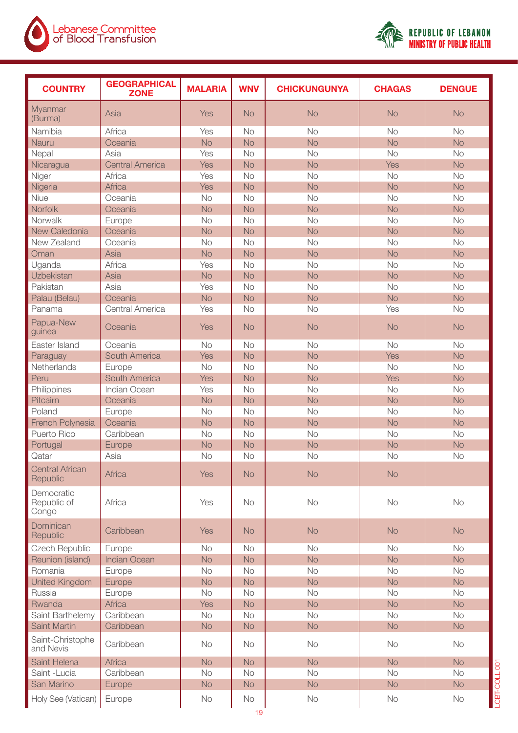| COUNTRY | GEOGRAPHICAL ZONE | MALARIA | WNV | CHICKUNGUNYA | CHAGAS | DENGUE |
|---|---|---|---|---|---|---|
| Myanmar (Burma) | Asia | Yes | No | No | No | No |
| Namibia | Africa | Yes | No | No | No | No |
| Nauru | Oceania | No | No | No | No | No |
| Nepal | Asia | Yes | No | No | No | No |
| Nicaragua | Central America | Yes | No | No | Yes | No |
| Niger | Africa | Yes | No | No | No | No |
| Nigeria | Africa | Yes | No | No | No | No |
| Niue | Oceania | No | No | No | No | No |
| Norfolk | Oceania | No | No | No | No | No |
| Norwalk | Europe | No | No | No | No | No |
| New Caledonia | Oceania | No | No | No | No | No |
| New Zealand | Oceania | No | No | No | No | No |
| Oman | Asia | No | No | No | No | No |
| Uganda | Africa | Yes | No | No | No | No |
| Uzbekistan | Asia | No | No | No | No | No |
| Pakistan | Asia | Yes | No | No | No | No |
| Palau (Belau) | Oceania | No | No | No | No | No |
| Panama | Central America | Yes | No | No | Yes | No |
| Papua-New guinea | Oceania | Yes | No | No | No | No |
| Easter Island | Oceania | No | No | No | No | No |
| Paraguay | South America | Yes | No | No | Yes | No |
| Netherlands | Europe | No | No | No | No | No |
| Peru | South America | Yes | No | No | Yes | No |
| Philippines | Indian Ocean | Yes | No | No | No | No |
| Pitcairn | Oceania | No | No | No | No | No |
| Poland | Europe | No | No | No | No | No |
| French Polynesia | Oceania | No | No | No | No | No |
| Puerto Rico | Caribbean | No | No | No | No | No |
| Portugal | Europe | No | No | No | No | No |
| Qatar | Asia | No | No | No | No | No |
| Central African Republic | Africa | Yes | No | No | No | |
| Democratic Republic of Congo | Africa | Yes | No | No | No | No |
| Dominican Republic | Caribbean | Yes | No | No | No | No |
| Czech Republic | Europe | No | No | No | No | No |
| Reunion (island) | Indian Ocean | No | No | No | No | No |
| Romania | Europe | No | No | No | No | No |
| United Kingdom | Europe | No | No | No | No | No |
| Russia | Europe | No | No | No | No | No |
| Rwanda | Africa | Yes | No | No | No | No |
| Saint Barthelemy | Caribbean | No | No | No | No | No |
| Saint Martin | Caribbean | No | No | No | No | No |
| Saint-Christophe and Nevis | Caribbean | No | No | No | No | No |
| Saint Helena | Africa | No | No | No | No | No |
| Saint -Lucia | Caribbean | No | No | No | No | No |
| San Marino | Europe | No | No | No | No | No |
| Holy See (Vatican) | Europe | No | No | No | No | No |

LCBT-COLL 001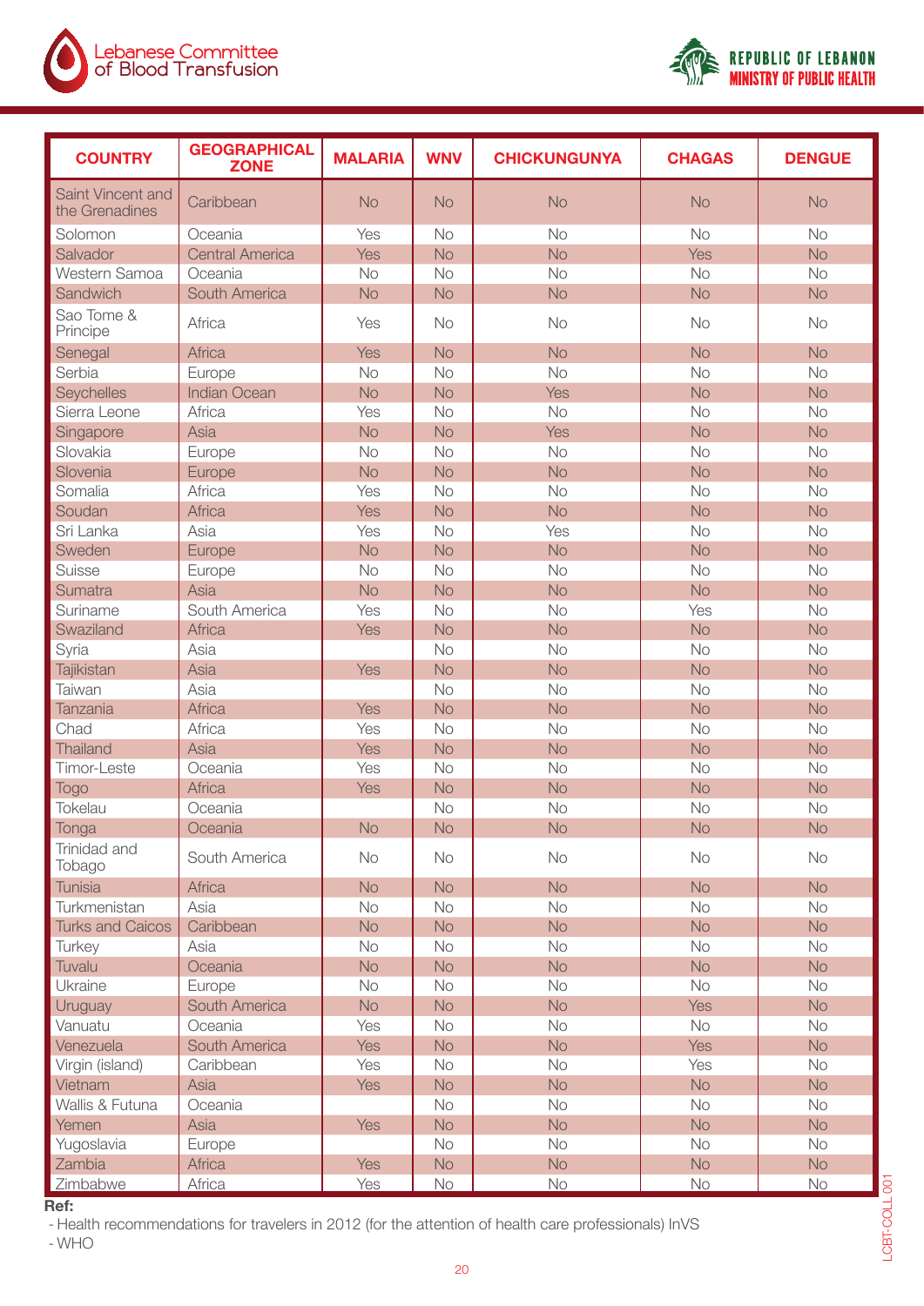| COUNTRY | GEOGRAPHICAL ZONE | MALARIA | WNV | CHICKUNGUNYA | CHAGAS | DENGUE |
|---|---|---|---|---|---|---|
| Saint Vincent and the Grenadines | Caribbean | No | No | No | No | No |
| Solomon | Oceania | Yes | No | No | No | No |
| Salvador | Central America | Yes | No | No | Yes | No |
| Western Samoa | Oceania | No | No | No | No | No |
| Sandwich | South America | No | No | No | No | No |
| Sao Tome & Principe | Africa | Yes | No | No | No | No |
| Senegal | Africa | Yes | No | No | No | No |
| Serbia | Europe | No | No | No | No | No |
| Seychelles | Indian Ocean | No | No | Yes | No | No |
| Sierra Leone | Africa | Yes | No | No | No | No |
| Singapore | Asia | No | No | Yes | No | No |
| Slovakia | Europe | No | No | No | No | No |
| Slovenia | Europe | No | No | No | No | No |
| Somalia | Africa | Yes | No | No | No | No |
| Soudan | Africa | Yes | No | No | No | No |
| Sri Lanka | Asia | Yes | No | Yes | No | No |
| Sweden | Europe | No | No | No | No | No |
| Suisse | Europe | No | No | No | No | No |
| Sumatra | Asia | No | No | No | No | No |
| Suriname | South America | Yes | No | No | Yes | No |
| Swaziland | Africa | Yes | No | No | No | No |
| Syria | Asia | | No | No | No | No |
| Tajikistan | Asia | Yes | No | No | No | No |
| Taiwan | Asia | | No | No | No | No |
| Tanzania | Africa | Yes | No | No | No | No |
| Chad | Africa | Yes | No | No | No | No |
| Thailand | Asia | Yes | No | No | No | No |
| Timor-Leste | Oceania | Yes | No | No | No | No |
| Togo | Africa | Yes | No | No | No | No |
| Tokelau | Oceania | | No | No | No | No |
| Tonga | Oceania | No | No | No | No | No |
| Trinidad and Tobago | South America | No | No | No | No | No |
| Tunisia | Africa | No | No | No | No | No |
| Turkmenistan | Asia | No | No | No | No | No |
| Turks and Caicos | Caribbean | No | No | No | No | No |
| Turkey | Asia | No | No | No | No | No |
| Tuvalu | Oceania | No | No | No | No | No |
| Ukraine | Europe | No | No | No | No | No |
| Uruguay | South America | No | No | No | Yes | No |
| Vanuatu | Oceania | Yes | No | No | No | No |
| Venezuela | South America | Yes | No | No | Yes | No |
| Virgin (island) | Caribbean | Yes | No | No | Yes | No |
| Vietnam | Asia | Yes | No | No | No | No |
| Wallis & Futuna | Oceania | | No | No | No | No |
| Yemen | Asia | Yes | No | No | No | No |
| Yugoslavia | Europe | | No | No | No | No |
| Zambia | Africa | Yes | No | No | No | No |
| Zimbabwe | Africa | Yes | No | No | No | No |

**Ref:**

- Health recommendations for travelers in 2012 (for the attention of health care professionals) InVS
- WHO